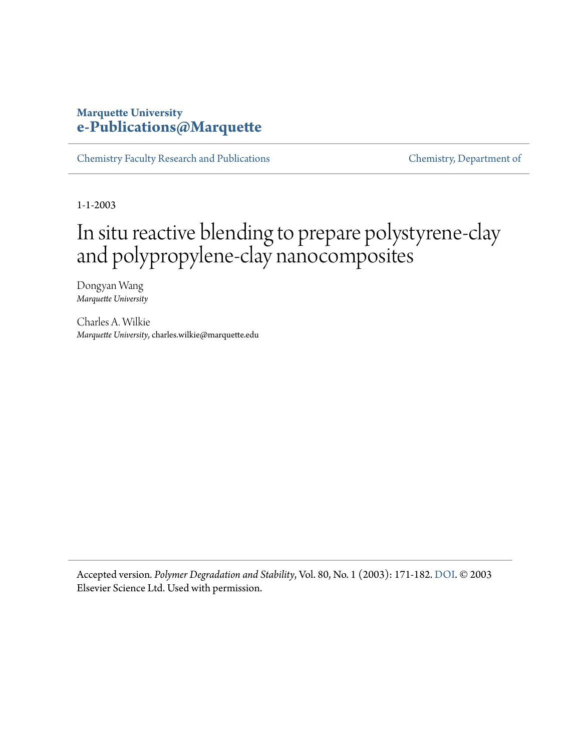**Marquette University**
**e-Publications@Marquette**

Chemistry Faculty Research and Publications | Chemistry, Department of

1-1-2003

# In situ reactive blending to prepare polystyrene-clay and polypropylene-clay nanocomposites

Dongyan Wang
*Marquette University*

Charles A. Wilkie
*Marquette University*, charles.wilkie@marquette.edu

Accepted version. *Polymer Degradation and Stability*, Vol. 80, No. 1 (2003): 171-182. DOI. © 2003 Elsevier Science Ltd. Used with permission.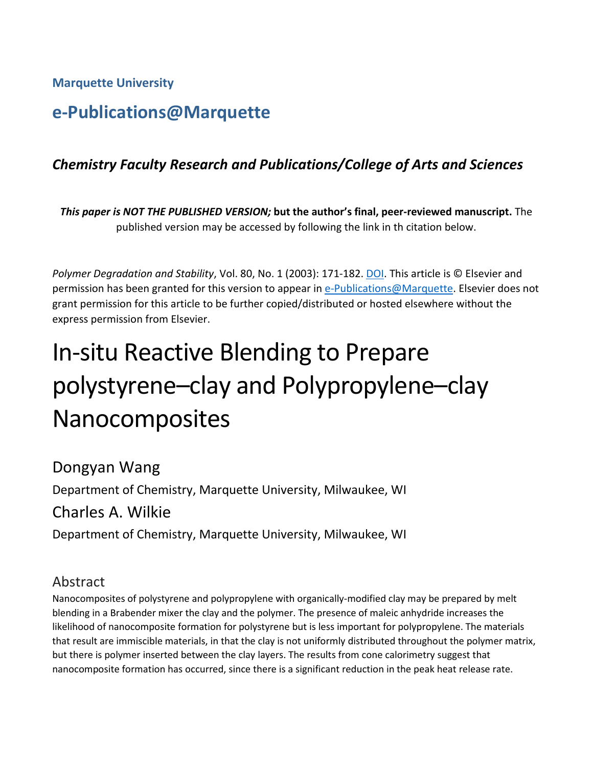**Marquette University**

## e-Publications@Marquette

### *Chemistry Faculty Research and Publications/College of Arts and Sciences*

***This paper is NOT THE PUBLISHED VERSION;* but the author's final, peer-reviewed manuscript.** The published version may be accessed by following the link in th citation below.

*Polymer Degradation and Stability*, Vol. 80, No. 1 (2003): 171-182. DOI. This article is © Elsevier and permission has been granted for this version to appear in e-Publications@Marquette. Elsevier does not grant permission for this article to be further copied/distributed or hosted elsewhere without the express permission from Elsevier.

# In-situ Reactive Blending to Prepare polystyrene–clay and Polypropylene–clay Nanocomposites

Dongyan Wang

Department of Chemistry, Marquette University, Milwaukee, WI

Charles A. Wilkie

Department of Chemistry, Marquette University, Milwaukee, WI

## Abstract

Nanocomposites of polystyrene and polypropylene with organically-modified clay may be prepared by melt blending in a Brabender mixer the clay and the polymer. The presence of maleic anhydride increases the likelihood of nanocomposite formation for polystyrene but is less important for polypropylene. The materials that result are immiscible materials, in that the clay is not uniformly distributed throughout the polymer matrix, but there is polymer inserted between the clay layers. The results from cone calorimetry suggest that nanocomposite formation has occurred, since there is a significant reduction in the peak heat release rate.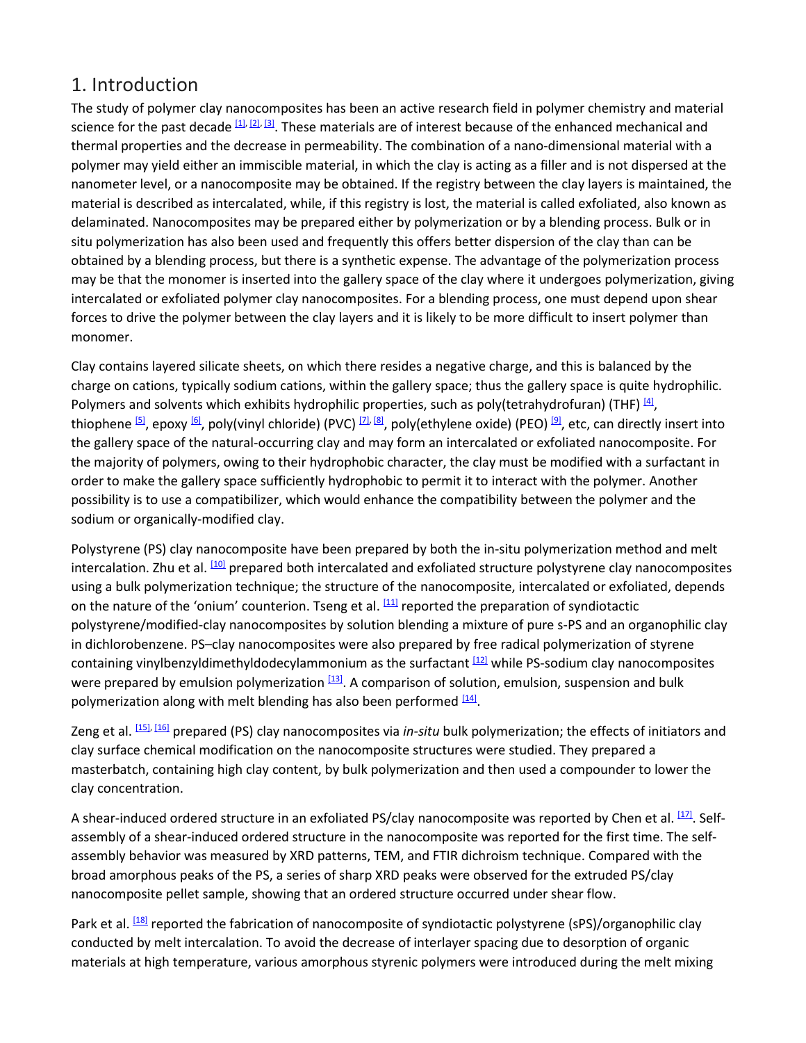## 1. Introduction

The study of polymer clay nanocomposites has been an active research field in polymer chemistry and material science for the past decade [1], [2], [3]. These materials are of interest because of the enhanced mechanical and thermal properties and the decrease in permeability. The combination of a nano-dimensional material with a polymer may yield either an immiscible material, in which the clay is acting as a filler and is not dispersed at the nanometer level, or a nanocomposite may be obtained. If the registry between the clay layers is maintained, the material is described as intercalated, while, if this registry is lost, the material is called exfoliated, also known as delaminated. Nanocomposites may be prepared either by polymerization or by a blending process. Bulk or in situ polymerization has also been used and frequently this offers better dispersion of the clay than can be obtained by a blending process, but there is a synthetic expense. The advantage of the polymerization process may be that the monomer is inserted into the gallery space of the clay where it undergoes polymerization, giving intercalated or exfoliated polymer clay nanocomposites. For a blending process, one must depend upon shear forces to drive the polymer between the clay layers and it is likely to be more difficult to insert polymer than monomer.

Clay contains layered silicate sheets, on which there resides a negative charge, and this is balanced by the charge on cations, typically sodium cations, within the gallery space; thus the gallery space is quite hydrophilic. Polymers and solvents which exhibits hydrophilic properties, such as poly(tetrahydrofuran) (THF) [4], thiophene [5], epoxy [6], poly(vinyl chloride) (PVC) [7], [8], poly(ethylene oxide) (PEO) [9], etc, can directly insert into the gallery space of the natural-occurring clay and may form an intercalated or exfoliated nanocomposite. For the majority of polymers, owing to their hydrophobic character, the clay must be modified with a surfactant in order to make the gallery space sufficiently hydrophobic to permit it to interact with the polymer. Another possibility is to use a compatibilizer, which would enhance the compatibility between the polymer and the sodium or organically-modified clay.

Polystyrene (PS) clay nanocomposite have been prepared by both the in-situ polymerization method and melt intercalation. Zhu et al. [10] prepared both intercalated and exfoliated structure polystyrene clay nanocomposites using a bulk polymerization technique; the structure of the nanocomposite, intercalated or exfoliated, depends on the nature of the 'onium' counterion. Tseng et al. [11] reported the preparation of syndiotactic polystyrene/modified-clay nanocomposites by solution blending a mixture of pure s-PS and an organophilic clay in dichlorobenzene. PS–clay nanocomposites were also prepared by free radical polymerization of styrene containing vinylbenzyldimethyldodecylammonium as the surfactant [12] while PS-sodium clay nanocomposites were prepared by emulsion polymerization [13]. A comparison of solution, emulsion, suspension and bulk polymerization along with melt blending has also been performed [14].

Zeng et al. [15], [16] prepared (PS) clay nanocomposites via *in-situ* bulk polymerization; the effects of initiators and clay surface chemical modification on the nanocomposite structures were studied. They prepared a masterbatch, containing high clay content, by bulk polymerization and then used a compounder to lower the clay concentration.

A shear-induced ordered structure in an exfoliated PS/clay nanocomposite was reported by Chen et al. [17]. Self-assembly of a shear-induced ordered structure in the nanocomposite was reported for the first time. The self-assembly behavior was measured by XRD patterns, TEM, and FTIR dichroism technique. Compared with the broad amorphous peaks of the PS, a series of sharp XRD peaks were observed for the extruded PS/clay nanocomposite pellet sample, showing that an ordered structure occurred under shear flow.

Park et al. [18] reported the fabrication of nanocomposite of syndiotactic polystyrene (sPS)/organophilic clay conducted by melt intercalation. To avoid the decrease of interlayer spacing due to desorption of organic materials at high temperature, various amorphous styrenic polymers were introduced during the melt mixing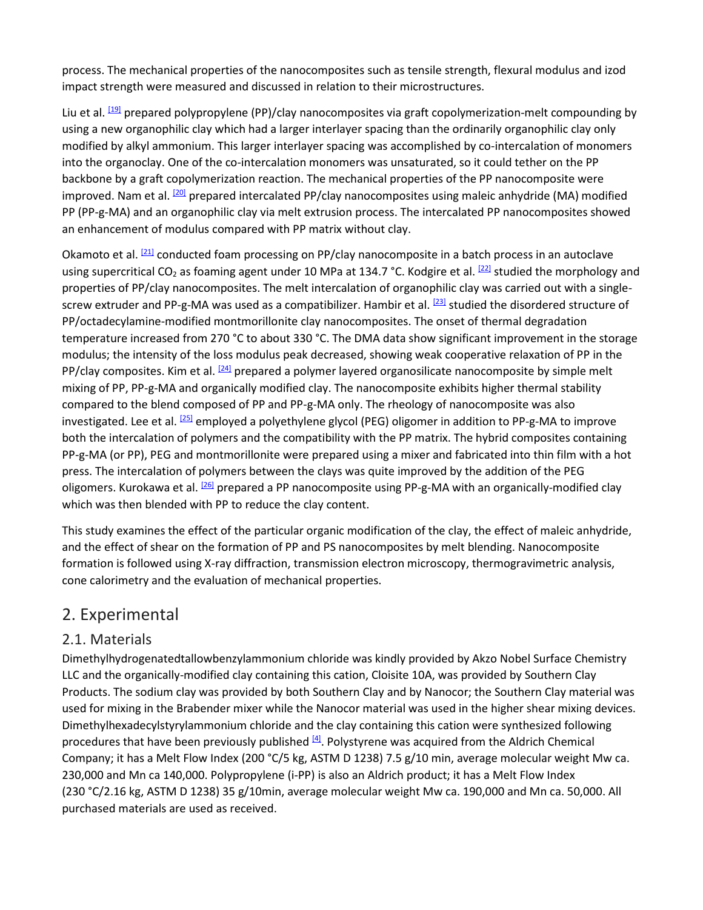process. The mechanical properties of the nanocomposites such as tensile strength, flexural modulus and izod impact strength were measured and discussed in relation to their microstructures.

Liu et al. [19] prepared polypropylene (PP)/clay nanocomposites via graft copolymerization-melt compounding by using a new organophilic clay which had a larger interlayer spacing than the ordinarily organophilic clay only modified by alkyl ammonium. This larger interlayer spacing was accomplished by co-intercalation of monomers into the organoclay. One of the co-intercalation monomers was unsaturated, so it could tether on the PP backbone by a graft copolymerization reaction. The mechanical properties of the PP nanocomposite were improved. Nam et al. [20] prepared intercalated PP/clay nanocomposites using maleic anhydride (MA) modified PP (PP-g-MA) and an organophilic clay via melt extrusion process. The intercalated PP nanocomposites showed an enhancement of modulus compared with PP matrix without clay.

Okamoto et al. [21] conducted foam processing on PP/clay nanocomposite in a batch process in an autoclave using supercritical $CO_2$ as foaming agent under 10 MPa at 134.7 °C. Kodgire et al. [22] studied the morphology and properties of PP/clay nanocomposites. The melt intercalation of organophilic clay was carried out with a single-screw extruder and PP-g-MA was used as a compatibilizer. Hambir et al. [23] studied the disordered structure of PP/octadecylamine-modified montmorillonite clay nanocomposites. The onset of thermal degradation temperature increased from 270 °C to about 330 °C. The DMA data show significant improvement in the storage modulus; the intensity of the loss modulus peak decreased, showing weak cooperative relaxation of PP in the PP/clay composites. Kim et al. [24] prepared a polymer layered organosilicate nanocomposite by simple melt mixing of PP, PP-g-MA and organically modified clay. The nanocomposite exhibits higher thermal stability compared to the blend composed of PP and PP-g-MA only. The rheology of nanocomposite was also investigated. Lee et al. [25] employed a polyethylene glycol (PEG) oligomer in addition to PP-g-MA to improve both the intercalation of polymers and the compatibility with the PP matrix. The hybrid composites containing PP-g-MA (or PP), PEG and montmorillonite were prepared using a mixer and fabricated into thin film with a hot press. The intercalation of polymers between the clays was quite improved by the addition of the PEG oligomers. Kurokawa et al. [26] prepared a PP nanocomposite using PP-g-MA with an organically-modified clay which was then blended with PP to reduce the clay content.

This study examines the effect of the particular organic modification of the clay, the effect of maleic anhydride, and the effect of shear on the formation of PP and PS nanocomposites by melt blending. Nanocomposite formation is followed using X-ray diffraction, transmission electron microscopy, thermogravimetric analysis, cone calorimetry and the evaluation of mechanical properties.

## 2. Experimental

### 2.1. Materials

Dimethylhydrogenatedtallowbenzylammonium chloride was kindly provided by Akzo Nobel Surface Chemistry LLC and the organically-modified clay containing this cation, Cloisite 10A, was provided by Southern Clay Products. The sodium clay was provided by both Southern Clay and by Nanocor; the Southern Clay material was used for mixing in the Brabender mixer while the Nanocor material was used in the higher shear mixing devices. Dimethylhexadecylstyrylammonium chloride and the clay containing this cation were synthesized following procedures that have been previously published [4]. Polystyrene was acquired from the Aldrich Chemical Company; it has a Melt Flow Index (200 °C/5 kg, ASTM D 1238) 7.5 g/10 min, average molecular weight Mw ca. 230,000 and Mn ca 140,000. Polypropylene (i-PP) is also an Aldrich product; it has a Melt Flow Index (230 °C/2.16 kg, ASTM D 1238) 35 g/10min, average molecular weight Mw ca. 190,000 and Mn ca. 50,000. All purchased materials are used as received.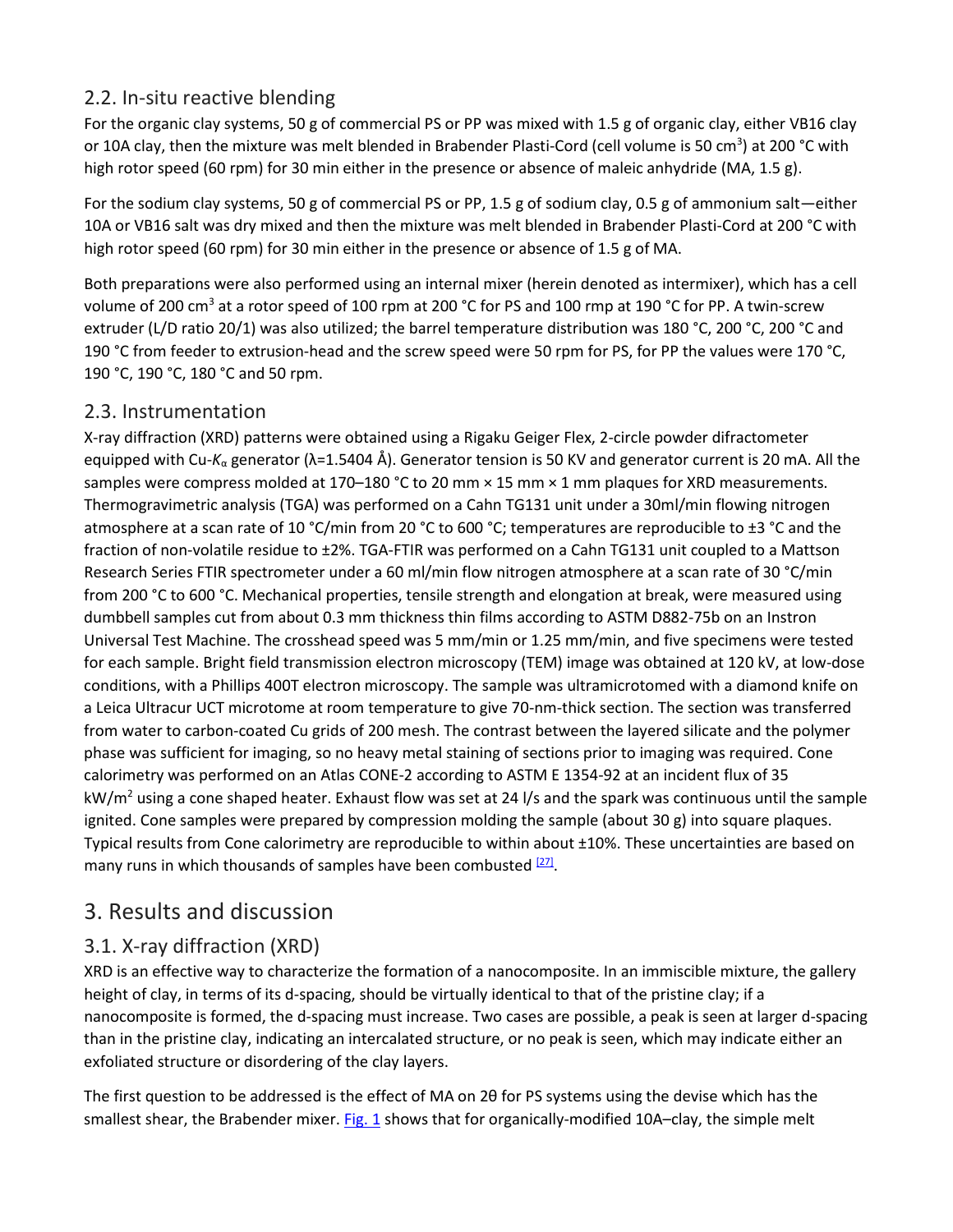## 2.2. In-situ reactive blending

For the organic clay systems, 50 g of commercial PS or PP was mixed with 1.5 g of organic clay, either VB16 clay or 10A clay, then the mixture was melt blended in Brabender Plasti-Cord (cell volume is 50 $cm^3$) at 200 °C with high rotor speed (60 rpm) for 30 min either in the presence or absence of maleic anhydride (MA, 1.5 g).

For the sodium clay systems, 50 g of commercial PS or PP, 1.5 g of sodium clay, 0.5 g of ammonium salt—either 10A or VB16 salt was dry mixed and then the mixture was melt blended in Brabender Plasti-Cord at 200 °C with high rotor speed (60 rpm) for 30 min either in the presence or absence of 1.5 g of MA.

Both preparations were also performed using an internal mixer (herein denoted as intermixer), which has a cell volume of 200 $cm^3$ at a rotor speed of 100 rpm at 200 °C for PS and 100 rmp at 190 °C for PP. A twin-screw extruder (L/D ratio 20/1) was also utilized; the barrel temperature distribution was 180 °C, 200 °C, 200 °C and 190 °C from feeder to extrusion-head and the screw speed were 50 rpm for PS, for PP the values were 170 °C, 190 °C, 190 °C, 180 °C and 50 rpm.

## 2.3. Instrumentation

X-ray diffraction (XRD) patterns were obtained using a Rigaku Geiger Flex, 2-circle powder difractometer equipped with Cu-$K_\alpha$ generator (λ=1.5404 Å). Generator tension is 50 KV and generator current is 20 mA. All the samples were compress molded at 170–180 °C to 20 mm × 15 mm × 1 mm plaques for XRD measurements. Thermogravimetric analysis (TGA) was performed on a Cahn TG131 unit under a 30ml/min flowing nitrogen atmosphere at a scan rate of 10 °C/min from 20 °C to 600 °C; temperatures are reproducible to ±3 °C and the fraction of non-volatile residue to ±2%. TGA-FTIR was performed on a Cahn TG131 unit coupled to a Mattson Research Series FTIR spectrometer under a 60 ml/min flow nitrogen atmosphere at a scan rate of 30 °C/min from 200 °C to 600 °C. Mechanical properties, tensile strength and elongation at break, were measured using dumbbell samples cut from about 0.3 mm thickness thin films according to ASTM D882-75b on an Instron Universal Test Machine. The crosshead speed was 5 mm/min or 1.25 mm/min, and five specimens were tested for each sample. Bright field transmission electron microscopy (TEM) image was obtained at 120 kV, at low-dose conditions, with a Phillips 400T electron microscopy. The sample was ultramicrotomed with a diamond knife on a Leica Ultracur UCT microtome at room temperature to give 70-nm-thick section. The section was transferred from water to carbon-coated Cu grids of 200 mesh. The contrast between the layered silicate and the polymer phase was sufficient for imaging, so no heavy metal staining of sections prior to imaging was required. Cone calorimetry was performed on an Atlas CONE-2 according to ASTM E 1354-92 at an incident flux of 35 $kW/m^2$ using a cone shaped heater. Exhaust flow was set at 24 l/s and the spark was continuous until the sample ignited. Cone samples were prepared by compression molding the sample (about 30 g) into square plaques. Typical results from Cone calorimetry are reproducible to within about ±10%. These uncertainties are based on many runs in which thousands of samples have been combusted [27].

# 3. Results and discussion

## 3.1. X-ray diffraction (XRD)

XRD is an effective way to characterize the formation of a nanocomposite. In an immiscible mixture, the gallery height of clay, in terms of its d-spacing, should be virtually identical to that of the pristine clay; if a nanocomposite is formed, the d-spacing must increase. Two cases are possible, a peak is seen at larger d-spacing than in the pristine clay, indicating an intercalated structure, or no peak is seen, which may indicate either an exfoliated structure or disordering of the clay layers.

The first question to be addressed is the effect of MA on 2θ for PS systems using the devise which has the smallest shear, the Brabender mixer. Fig. 1 shows that for organically-modified 10A–clay, the simple melt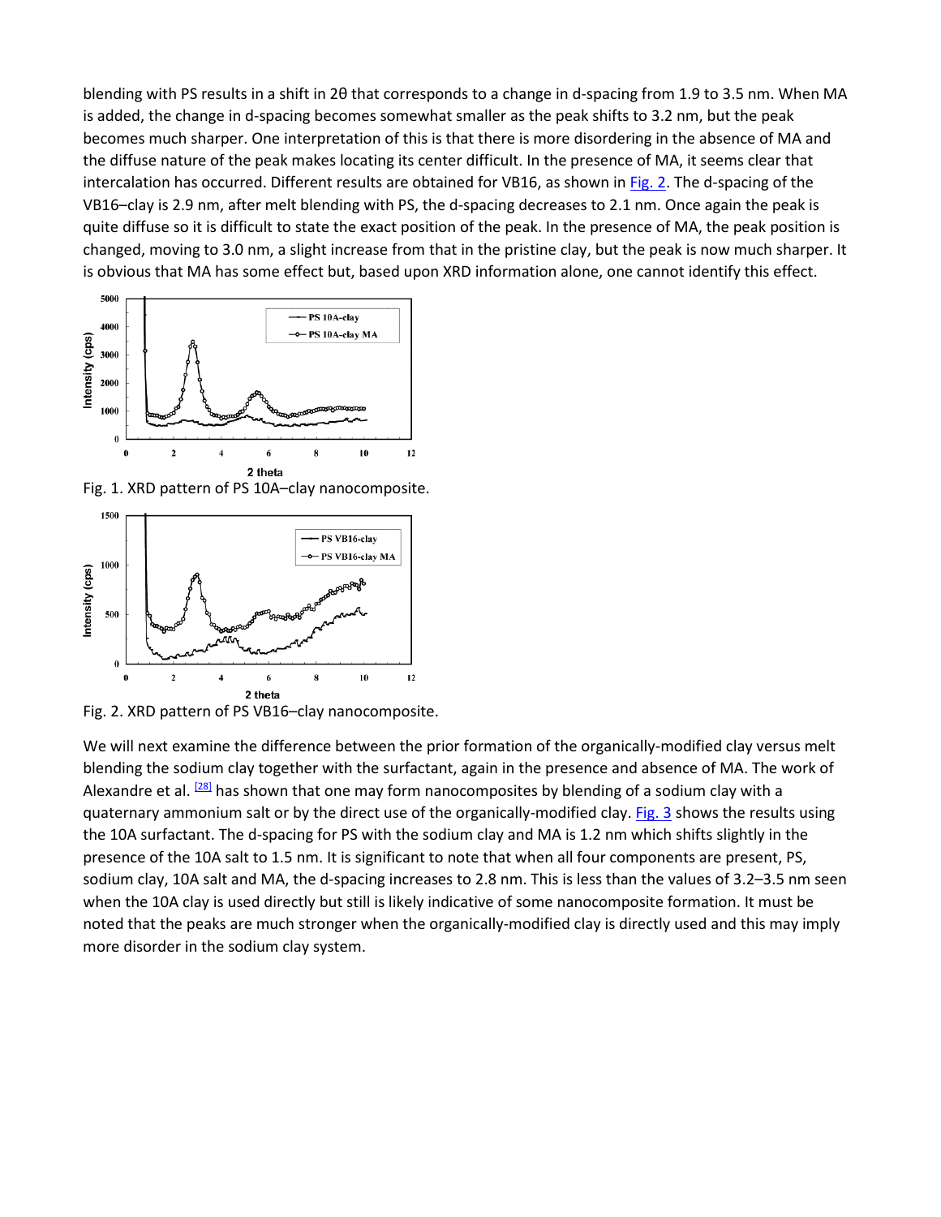blending with PS results in a shift in 2θ that corresponds to a change in d-spacing from 1.9 to 3.5 nm. When MA is added, the change in d-spacing becomes somewhat smaller as the peak shifts to 3.2 nm, but the peak becomes much sharper. One interpretation of this is that there is more disordering in the absence of MA and the diffuse nature of the peak makes locating its center difficult. In the presence of MA, it seems clear that intercalation has occurred. Different results are obtained for VB16, as shown in Fig. 2. The d-spacing of the VB16–clay is 2.9 nm, after melt blending with PS, the d-spacing decreases to 2.1 nm. Once again the peak is quite diffuse so it is difficult to state the exact position of the peak. In the presence of MA, the peak position is changed, moving to 3.0 nm, a slight increase from that in the pristine clay, but the peak is now much sharper. It is obvious that MA has some effect but, based upon XRD information alone, one cannot identify this effect.

Fig. 1. XRD pattern of PS 10A–clay nanocomposite.

Fig. 2. XRD pattern of PS VB16–clay nanocomposite.

We will next examine the difference between the prior formation of the organically-modified clay versus melt blending the sodium clay together with the surfactant, again in the presence and absence of MA. The work of Alexandre et al. [28] has shown that one may form nanocomposites by blending of a sodium clay with a quaternary ammonium salt or by the direct use of the organically-modified clay. Fig. 3 shows the results using the 10A surfactant. The d-spacing for PS with the sodium clay and MA is 1.2 nm which shifts slightly in the presence of the 10A salt to 1.5 nm. It is significant to note that when all four components are present, PS, sodium clay, 10A salt and MA, the d-spacing increases to 2.8 nm. This is less than the values of 3.2–3.5 nm seen when the 10A clay is used directly but still is likely indicative of some nanocomposite formation. It must be noted that the peaks are much stronger when the organically-modified clay is directly used and this may imply more disorder in the sodium clay system.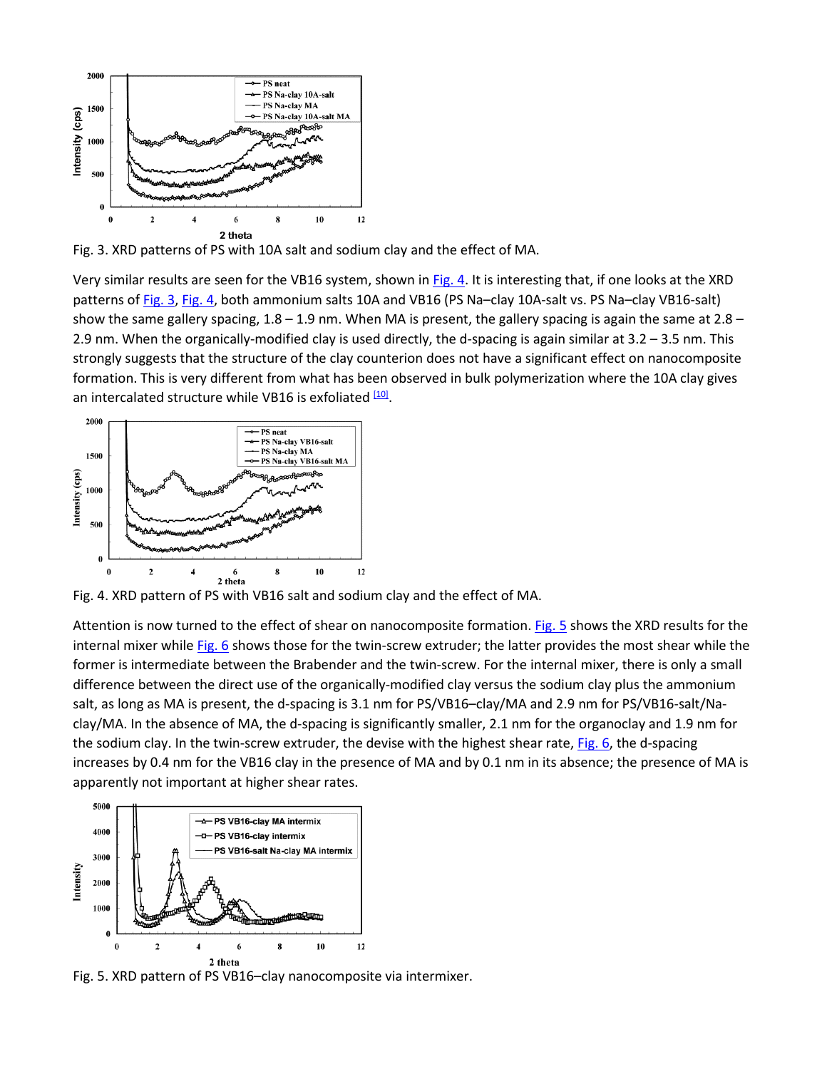Fig. 3. XRD patterns of PS with 10A salt and sodium clay and the effect of MA.

Very similar results are seen for the VB16 system, shown in Fig. 4. It is interesting that, if one looks at the XRD patterns of Fig. 3, Fig. 4, both ammonium salts 10A and VB16 (PS Na–clay 10A-salt vs. PS Na–clay VB16-salt) show the same gallery spacing, 1.8 – 1.9 nm. When MA is present, the gallery spacing is again the same at 2.8 – 2.9 nm. When the organically-modified clay is used directly, the d-spacing is again similar at 3.2 – 3.5 nm. This strongly suggests that the structure of the clay counterion does not have a significant effect on nanocomposite formation. This is very different from what has been observed in bulk polymerization where the 10A clay gives an intercalated structure while VB16 is exfoliated [10].

Fig. 4. XRD pattern of PS with VB16 salt and sodium clay and the effect of MA.

Attention is now turned to the effect of shear on nanocomposite formation. Fig. 5 shows the XRD results for the internal mixer while Fig. 6 shows those for the twin-screw extruder; the latter provides the most shear while the former is intermediate between the Brabender and the twin-screw. For the internal mixer, there is only a small difference between the direct use of the organically-modified clay versus the sodium clay plus the ammonium salt, as long as MA is present, the d-spacing is 3.1 nm for PS/VB16–clay/MA and 2.9 nm for PS/VB16-salt/Na-clay/MA. In the absence of MA, the d-spacing is significantly smaller, 2.1 nm for the organoclay and 1.9 nm for the sodium clay. In the twin-screw extruder, the devise with the highest shear rate, Fig. 6, the d-spacing increases by 0.4 nm for the VB16 clay in the presence of MA and by 0.1 nm in its absence; the presence of MA is apparently not important at higher shear rates.

Fig. 5. XRD pattern of PS VB16–clay nanocomposite via intermixer.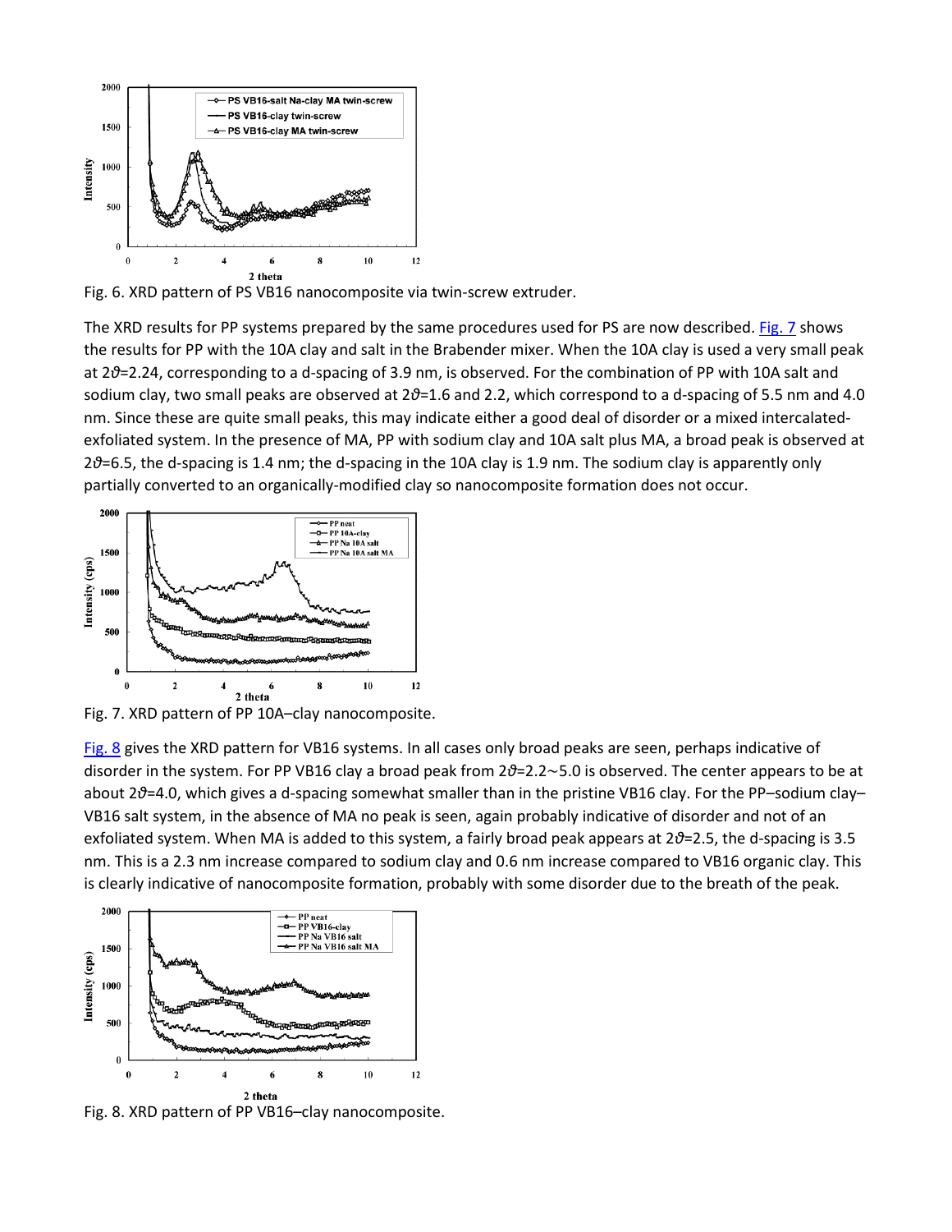Fig. 6. XRD pattern of PS VB16 nanocomposite via twin-screw extruder.

The XRD results for PP systems prepared by the same procedures used for PS are now described. Fig. 7 shows the results for PP with the 10A clay and salt in the Brabender mixer. When the 10A clay is used a very small peak at $2\vartheta=2.24$, corresponding to a d-spacing of 3.9 nm, is observed. For the combination of PP with 10A salt and sodium clay, two small peaks are observed at $2\vartheta=1.6$ and 2.2, which correspond to a d-spacing of 5.5 nm and 4.0 nm. Since these are quite small peaks, this may indicate either a good deal of disorder or a mixed intercalated-exfoliated system. In the presence of MA, PP with sodium clay and 10A salt plus MA, a broad peak is observed at $2\vartheta=6.5$, the d-spacing is 1.4 nm; the d-spacing in the 10A clay is 1.9 nm. The sodium clay is apparently only partially converted to an organically-modified clay so nanocomposite formation does not occur.

Fig. 7. XRD pattern of PP 10A–clay nanocomposite.

Fig. 8 gives the XRD pattern for VB16 systems. In all cases only broad peaks are seen, perhaps indicative of disorder in the system. For PP VB16 clay a broad peak from $2\vartheta=2.2\sim5.0$ is observed. The center appears to be at about $2\vartheta=4.0$, which gives a d-spacing somewhat smaller than in the pristine VB16 clay. For the PP–sodium clay–VB16 salt system, in the absence of MA no peak is seen, again probably indicative of disorder and not of an exfoliated system. When MA is added to this system, a fairly broad peak appears at $2\vartheta=2.5$, the d-spacing is 3.5 nm. This is a 2.3 nm increase compared to sodium clay and 0.6 nm increase compared to VB16 organic clay. This is clearly indicative of nanocomposite formation, probably with some disorder due to the breath of the peak.

Fig. 8. XRD pattern of PP VB16–clay nanocomposite.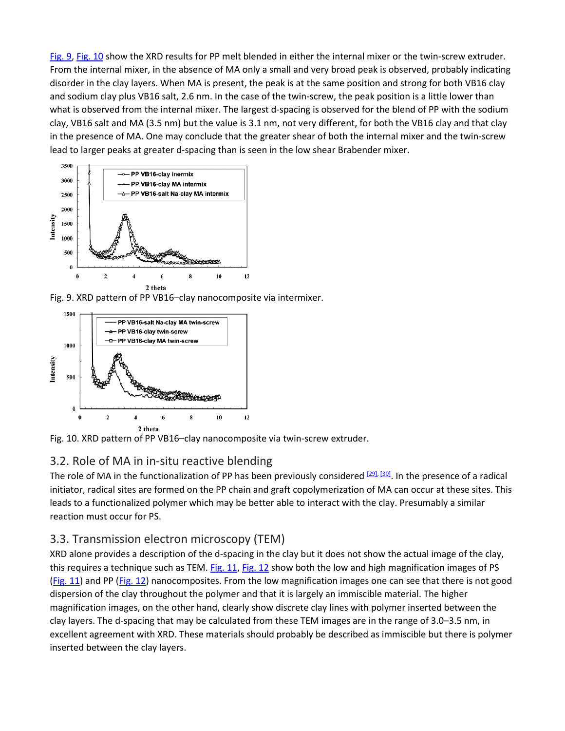Fig. 9, Fig. 10 show the XRD results for PP melt blended in either the internal mixer or the twin-screw extruder. From the internal mixer, in the absence of MA only a small and very broad peak is observed, probably indicating disorder in the clay layers. When MA is present, the peak is at the same position and strong for both VB16 clay and sodium clay plus VB16 salt, 2.6 nm. In the case of the twin-screw, the peak position is a little lower than what is observed from the internal mixer. The largest d-spacing is observed for the blend of PP with the sodium clay, VB16 salt and MA (3.5 nm) but the value is 3.1 nm, not very different, for both the VB16 clay and that clay in the presence of MA. One may conclude that the greater shear of both the internal mixer and the twin-screw lead to larger peaks at greater d-spacing than is seen in the low shear Brabender mixer.

Fig. 9. XRD pattern of PP VB16–clay nanocomposite via intermixer.

Fig. 10. XRD pattern of PP VB16–clay nanocomposite via twin-screw extruder.

## 3.2. Role of MA in in-situ reactive blending

The role of MA in the functionalization of PP has been previously considered [29], [30]. In the presence of a radical initiator, radical sites are formed on the PP chain and graft copolymerization of MA can occur at these sites. This leads to a functionalized polymer which may be better able to interact with the clay. Presumably a similar reaction must occur for PS.

## 3.3. Transmission electron microscopy (TEM)

XRD alone provides a description of the d-spacing in the clay but it does not show the actual image of the clay, this requires a technique such as TEM. Fig. 11, Fig. 12 show both the low and high magnification images of PS (Fig. 11) and PP (Fig. 12) nanocomposites. From the low magnification images one can see that there is not good dispersion of the clay throughout the polymer and that it is largely an immiscible material. The higher magnification images, on the other hand, clearly show discrete clay lines with polymer inserted between the clay layers. The d-spacing that may be calculated from these TEM images are in the range of 3.0–3.5 nm, in excellent agreement with XRD. These materials should probably be described as immiscible but there is polymer inserted between the clay layers.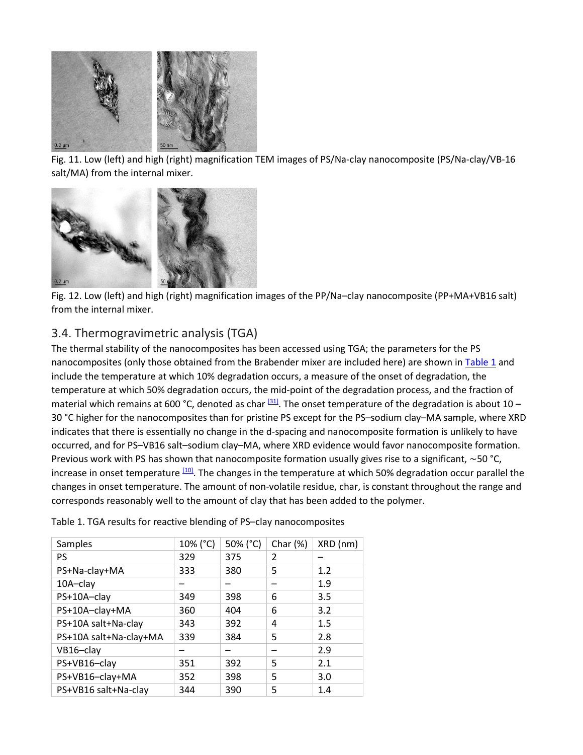Fig. 11. Low (left) and high (right) magnification TEM images of PS/Na-clay nanocomposite (PS/Na-clay/VB-16 salt/MA) from the internal mixer.

Fig. 12. Low (left) and high (right) magnification images of the PP/Na–clay nanocomposite (PP+MA+VB16 salt) from the internal mixer.

## 3.4. Thermogravimetric analysis (TGA)

The thermal stability of the nanocomposites has been accessed using TGA; the parameters for the PS nanocomposites (only those obtained from the Brabender mixer are included here) are shown in Table 1 and include the temperature at which 10% degradation occurs, a measure of the onset of degradation, the temperature at which 50% degradation occurs, the mid-point of the degradation process, and the fraction of material which remains at 600 °C, denoted as char [31]. The onset temperature of the degradation is about 10 – 30 °C higher for the nanocomposites than for pristine PS except for the PS–sodium clay–MA sample, where XRD indicates that there is essentially no change in the d-spacing and nanocomposite formation is unlikely to have occurred, and for PS–VB16 salt–sodium clay–MA, where XRD evidence would favor nanocomposite formation. Previous work with PS has shown that nanocomposite formation usually gives rise to a significant, ∼50 °C, increase in onset temperature [10]. The changes in the temperature at which 50% degradation occur parallel the changes in onset temperature. The amount of non-volatile residue, char, is constant throughout the range and corresponds reasonably well to the amount of clay that has been added to the polymer.

Table 1. TGA results for reactive blending of PS–clay nanocomposites

| Samples | 10% (°C) | 50% (°C) | Char (%) | XRD (nm) |
|---|---|---|---|---|
| PS | 329 | 375 | 2 | – |
| PS+Na-clay+MA | 333 | 380 | 5 | 1.2 |
| 10A–clay | – | – | – | 1.9 |
| PS+10A–clay | 349 | 398 | 6 | 3.5 |
| PS+10A–clay+MA | 360 | 404 | 6 | 3.2 |
| PS+10A salt+Na-clay | 343 | 392 | 4 | 1.5 |
| PS+10A salt+Na-clay+MA | 339 | 384 | 5 | 2.8 |
| VB16–clay | – | – | – | 2.9 |
| PS+VB16–clay | 351 | 392 | 5 | 2.1 |
| PS+VB16–clay+MA | 352 | 398 | 5 | 3.0 |
| PS+VB16 salt+Na-clay | 344 | 390 | 5 | 1.4 |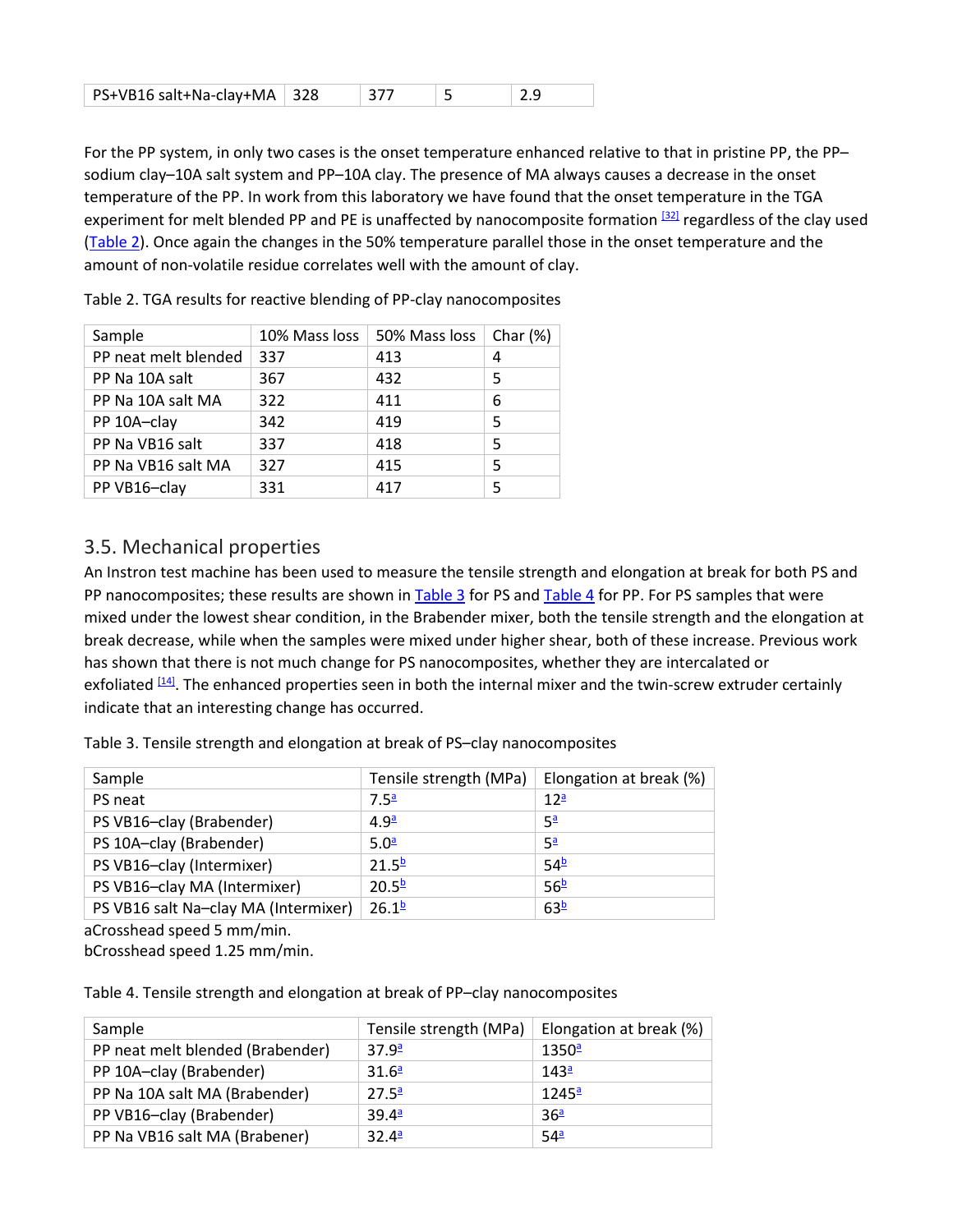| PS+VB16 salt+Na-clay+MA | 328 | 377 | 5 | 2.9 |
|---|---|---|---|---|

For the PP system, in only two cases is the onset temperature enhanced relative to that in pristine PP, the PP–sodium clay–10A salt system and PP–10A clay. The presence of MA always causes a decrease in the onset temperature of the PP. In work from this laboratory we have found that the onset temperature in the TGA experiment for melt blended PP and PE is unaffected by nanocomposite formation [32] regardless of the clay used (Table 2). Once again the changes in the 50% temperature parallel those in the onset temperature and the amount of non-volatile residue correlates well with the amount of clay.

Table 2. TGA results for reactive blending of PP-clay nanocomposites

| Sample | 10% Mass loss | 50% Mass loss | Char (%) |
|---|---|---|---|
| PP neat melt blended | 337 | 413 | 4 |
| PP Na 10A salt | 367 | 432 | 5 |
| PP Na 10A salt MA | 322 | 411 | 6 |
| PP 10A–clay | 342 | 419 | 5 |
| PP Na VB16 salt | 337 | 418 | 5 |
| PP Na VB16 salt MA | 327 | 415 | 5 |
| PP VB16–clay | 331 | 417 | 5 |

## 3.5. Mechanical properties

An Instron test machine has been used to measure the tensile strength and elongation at break for both PS and PP nanocomposites; these results are shown in Table 3 for PS and Table 4 for PP. For PS samples that were mixed under the lowest shear condition, in the Brabender mixer, both the tensile strength and the elongation at break decrease, while when the samples were mixed under higher shear, both of these increase. Previous work has shown that there is not much change for PS nanocomposites, whether they are intercalated or exfoliated [14]. The enhanced properties seen in both the internal mixer and the twin-screw extruder certainly indicate that an interesting change has occurred.

Table 3. Tensile strength and elongation at break of PS–clay nanocomposites

| Sample | Tensile strength (MPa) | Elongation at break (%) |
|---|---|---|
| PS neat | 7.5[a] | 12[a] |
| PS VB16–clay (Brabender) | 4.9[a] | 5[a] |
| PS 10A–clay (Brabender) | 5.0[a] | 5[a] |
| PS VB16–clay (Intermixer) | 21.5[b] | 54[b] |
| PS VB16–clay MA (Intermixer) | 20.5[b] | 56[b] |
| PS VB16 salt Na–clay MA (Intermixer) | 26.1[b] | 63[b] |

aCrosshead speed 5 mm/min.
bCrosshead speed 1.25 mm/min.

Table 4. Tensile strength and elongation at break of PP–clay nanocomposites

| Sample | Tensile strength (MPa) | Elongation at break (%) |
|---|---|---|
| PP neat melt blended (Brabender) | 37.9[a] | 1350[a] |
| PP 10A–clay (Brabender) | 31.6[a] | 143[a] |
| PP Na 10A salt MA (Brabender) | 27.5[a] | 1245[a] |
| PP VB16–clay (Brabender) | 39.4[a] | 36[a] |
| PP Na VB16 salt MA (Brabener) | 32.4[a] | 54[a] |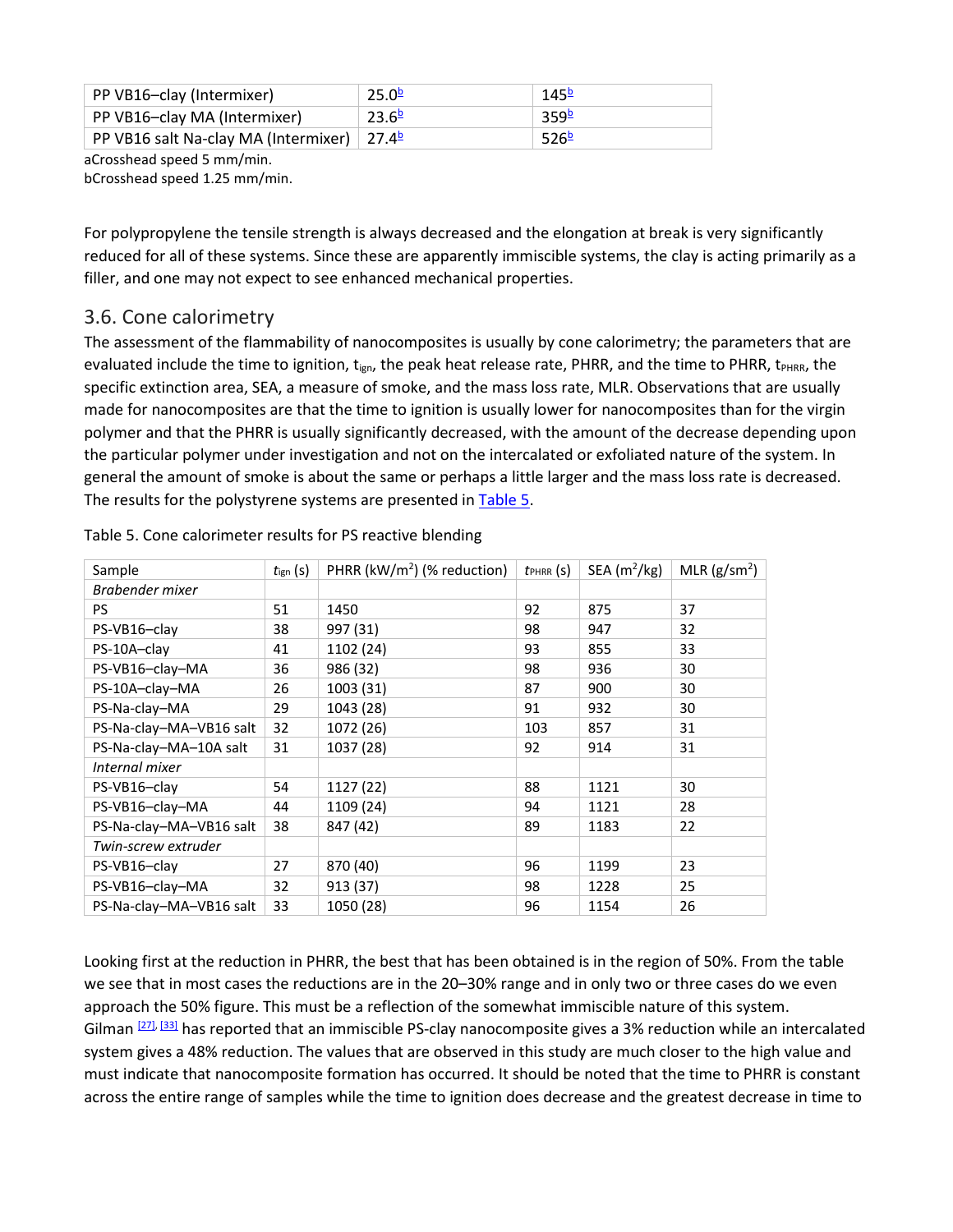| PP VB16–clay (Intermixer) | 25.0[b] | 145[b] |
|---|---|---|
| PP VB16–clay MA (Intermixer) | 23.6[b] | 359[b] |
| PP VB16 salt Na-clay MA (Intermixer) | 27.4[b] | 526[b] |

aCrosshead speed 5 mm/min.
bCrosshead speed 1.25 mm/min.

For polypropylene the tensile strength is always decreased and the elongation at break is very significantly reduced for all of these systems. Since these are apparently immiscible systems, the clay is acting primarily as a filler, and one may not expect to see enhanced mechanical properties.

## 3.6. Cone calorimetry

The assessment of the flammability of nanocomposites is usually by cone calorimetry; the parameters that are evaluated include the time to ignition, $t_{ign}$, the peak heat release rate, PHRR, and the time to PHRR, $t_{PHRR}$, the specific extinction area, SEA, a measure of smoke, and the mass loss rate, MLR. Observations that are usually made for nanocomposites are that the time to ignition is usually lower for nanocomposites than for the virgin polymer and that the PHRR is usually significantly decreased, with the amount of the decrease depending upon the particular polymer under investigation and not on the intercalated or exfoliated nature of the system. In general the amount of smoke is about the same or perhaps a little larger and the mass loss rate is decreased. The results for the polystyrene systems are presented in Table 5.

Table 5. Cone calorimeter results for PS reactive blending

| Sample | $t_{ign}$ (s) | PHRR (kW/m$^2$) (% reduction) | $t_{PHRR}$ (s) | SEA (m$^2$/kg) | MLR (g/sm$^2$) |
|---|---|---|---|---|---|
| *Brabender mixer* | | | | | |
| PS | 51 | 1450 | 92 | 875 | 37 |
| PS-VB16–clay | 38 | 997 (31) | 98 | 947 | 32 |
| PS-10A–clay | 41 | 1102 (24) | 93 | 855 | 33 |
| PS-VB16–clay–MA | 36 | 986 (32) | 98 | 936 | 30 |
| PS-10A–clay–MA | 26 | 1003 (31) | 87 | 900 | 30 |
| PS-Na-clay–MA | 29 | 1043 (28) | 91 | 932 | 30 |
| PS-Na-clay–MA–VB16 salt | 32 | 1072 (26) | 103 | 857 | 31 |
| PS-Na-clay–MA–10A salt | 31 | 1037 (28) | 92 | 914 | 31 |
| *Internal mixer* | | | | | |
| PS-VB16–clay | 54 | 1127 (22) | 88 | 1121 | 30 |
| PS-VB16–clay–MA | 44 | 1109 (24) | 94 | 1121 | 28 |
| PS-Na-clay–MA–VB16 salt | 38 | 847 (42) | 89 | 1183 | 22 |
| *Twin-screw extruder* | | | | | |
| PS-VB16–clay | 27 | 870 (40) | 96 | 1199 | 23 |
| PS-VB16–clay–MA | 32 | 913 (37) | 98 | 1228 | 25 |
| PS-Na-clay–MA–VB16 salt | 33 | 1050 (28) | 96 | 1154 | 26 |

Looking first at the reduction in PHRR, the best that has been obtained is in the region of 50%. From the table we see that in most cases the reductions are in the 20–30% range and in only two or three cases do we even approach the 50% figure. This must be a reflection of the somewhat immiscible nature of this system. Gilman [27], [33] has reported that an immiscible PS-clay nanocomposite gives a 3% reduction while an intercalated system gives a 48% reduction. The values that are observed in this study are much closer to the high value and must indicate that nanocomposite formation has occurred. It should be noted that the time to PHRR is constant across the entire range of samples while the time to ignition does decrease and the greatest decrease in time to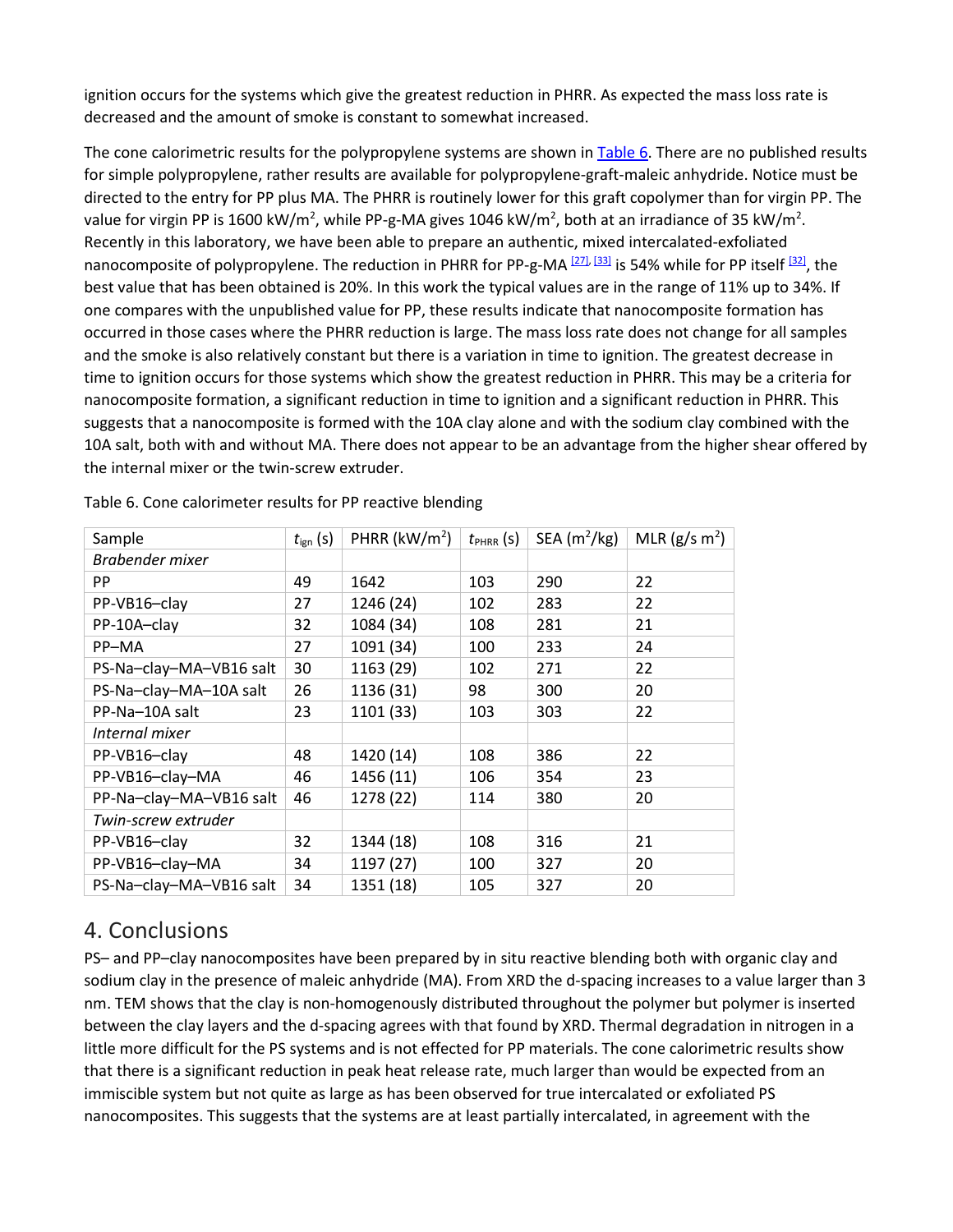ignition occurs for the systems which give the greatest reduction in PHRR. As expected the mass loss rate is decreased and the amount of smoke is constant to somewhat increased.

The cone calorimetric results for the polypropylene systems are shown in Table 6. There are no published results for simple polypropylene, rather results are available for polypropylene-graft-maleic anhydride. Notice must be directed to the entry for PP plus MA. The PHRR is routinely lower for this graft copolymer than for virgin PP. The value for virgin PP is 1600 kW/m$^2$, while PP-g-MA gives 1046 kW/m$^2$, both at an irradiance of 35 kW/m$^2$. Recently in this laboratory, we have been able to prepare an authentic, mixed intercalated-exfoliated nanocomposite of polypropylene. The reduction in PHRR for PP-g-MA [27], [33] is 54% while for PP itself [32], the best value that has been obtained is 20%. In this work the typical values are in the range of 11% up to 34%. If one compares with the unpublished value for PP, these results indicate that nanocomposite formation has occurred in those cases where the PHRR reduction is large. The mass loss rate does not change for all samples and the smoke is also relatively constant but there is a variation in time to ignition. The greatest decrease in time to ignition occurs for those systems which show the greatest reduction in PHRR. This may be a criteria for nanocomposite formation, a significant reduction in time to ignition and a significant reduction in PHRR. This suggests that a nanocomposite is formed with the 10A clay alone and with the sodium clay combined with the 10A salt, both with and without MA. There does not appear to be an advantage from the higher shear offered by the internal mixer or the twin-screw extruder.

Table 6. Cone calorimeter results for PP reactive blending

| Sample | $t_{ign}$ (s) | PHRR (kW/m$^2$) | $t_{PHRR}$ (s) | SEA (m$^2$/kg) | MLR (g/s m$^2$) |
|---|---|---|---|---|---|
| *Brabender mixer* | | | | | |
| PP | 49 | 1642 | 103 | 290 | 22 |
| PP-VB16–clay | 27 | 1246 (24) | 102 | 283 | 22 |
| PP-10A–clay | 32 | 1084 (34) | 108 | 281 | 21 |
| PP–MA | 27 | 1091 (34) | 100 | 233 | 24 |
| PS-Na–clay–MA–VB16 salt | 30 | 1163 (29) | 102 | 271 | 22 |
| PS-Na–clay–MA–10A salt | 26 | 1136 (31) | 98 | 300 | 20 |
| PP-Na–10A salt | 23 | 1101 (33) | 103 | 303 | 22 |
| *Internal mixer* | | | | | |
| PP-VB16–clay | 48 | 1420 (14) | 108 | 386 | 22 |
| PP-VB16–clay–MA | 46 | 1456 (11) | 106 | 354 | 23 |
| PP-Na–clay–MA–VB16 salt | 46 | 1278 (22) | 114 | 380 | 20 |
| *Twin-screw extruder* | | | | | |
| PP-VB16–clay | 32 | 1344 (18) | 108 | 316 | 21 |
| PP-VB16–clay–MA | 34 | 1197 (27) | 100 | 327 | 20 |
| PS-Na–clay–MA–VB16 salt | 34 | 1351 (18) | 105 | 327 | 20 |

## 4. Conclusions

PS– and PP–clay nanocomposites have been prepared by in situ reactive blending both with organic clay and sodium clay in the presence of maleic anhydride (MA). From XRD the d-spacing increases to a value larger than 3 nm. TEM shows that the clay is non-homogenously distributed throughout the polymer but polymer is inserted between the clay layers and the d-spacing agrees with that found by XRD. Thermal degradation in nitrogen in a little more difficult for the PS systems and is not effected for PP materials. The cone calorimetric results show that there is a significant reduction in peak heat release rate, much larger than would be expected from an immiscible system but not quite as large as has been observed for true intercalated or exfoliated PS nanocomposites. This suggests that the systems are at least partially intercalated, in agreement with the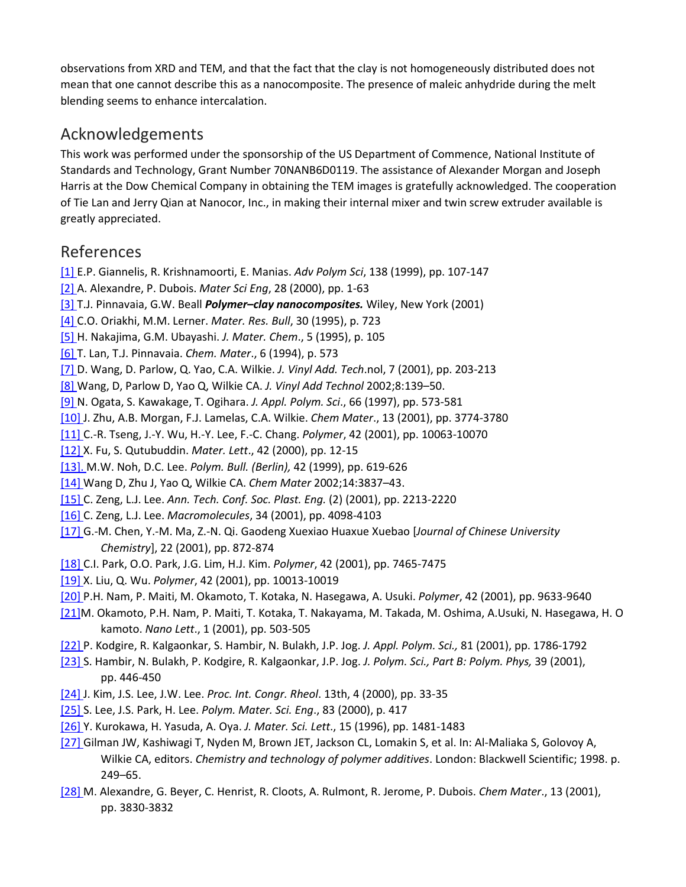observations from XRD and TEM, and that the fact that the clay is not homogeneously distributed does not mean that one cannot describe this as a nanocomposite. The presence of maleic anhydride during the melt blending seems to enhance intercalation.

## Acknowledgements

This work was performed under the sponsorship of the US Department of Commence, National Institute of Standards and Technology, Grant Number 70NANB6D0119. The assistance of Alexander Morgan and Joseph Harris at the Dow Chemical Company in obtaining the TEM images is gratefully acknowledged. The cooperation of Tie Lan and Jerry Qian at Nanocor, Inc., in making their internal mixer and twin screw extruder available is greatly appreciated.

## References

[1] E.P. Giannelis, R. Krishnamoorti, E. Manias. *Adv Polym Sci*, 138 (1999), pp. 107-147

[2] A. Alexandre, P. Dubois. *Mater Sci Eng*, 28 (2000), pp. 1-63

[3] T.J. Pinnavaia, G.W. Beall ***Polymer–clay nanocomposites.*** Wiley, New York (2001)

[4] C.O. Oriakhi, M.M. Lerner. *Mater. Res. Bull*, 30 (1995), p. 723

[5] H. Nakajima, G.M. Ubayashi. *J. Mater. Chem*., 5 (1995), p. 105

[6] T. Lan, T.J. Pinnavaia. *Chem. Mater*., 6 (1994), p. 573

[7] D. Wang, D. Parlow, Q. Yao, C.A. Wilkie. *J. Vinyl Add. Tech*.nol, 7 (2001), pp. 203-213

[8] Wang, D, Parlow D, Yao Q, Wilkie CA. *J. Vinyl Add Technol* 2002;8:139–50.

[9] N. Ogata, S. Kawakage, T. Ogihara. *J. Appl. Polym. Sci*., 66 (1997), pp. 573-581

[10] J. Zhu, A.B. Morgan, F.J. Lamelas, C.A. Wilkie. *Chem Mater*., 13 (2001), pp. 3774-3780

[11] C.-R. Tseng, J.-Y. Wu, H.-Y. Lee, F.-C. Chang. *Polymer*, 42 (2001), pp. 10063-10070

[12] X. Fu, S. Qutubuddin. *Mater. Lett*., 42 (2000), pp. 12-15

[13]. M.W. Noh, D.C. Lee. *Polym. Bull. (Berlin),* 42 (1999), pp. 619-626

[14] Wang D, Zhu J, Yao Q, Wilkie CA. *Chem Mater* 2002;14:3837–43.

[15] C. Zeng, L.J. Lee. *Ann. Tech. Conf. Soc. Plast. Eng.* (2) (2001), pp. 2213-2220

[16] C. Zeng, L.J. Lee. *Macromolecules*, 34 (2001), pp. 4098-4103

[17] G.-M. Chen, Y.-M. Ma, Z.-N. Qi. Gaodeng Xuexiao Huaxue Xuebao [*Journal of Chinese University Chemistry*], 22 (2001), pp. 872-874

[18] C.I. Park, O.O. Park, J.G. Lim, H.J. Kim. *Polymer*, 42 (2001), pp. 7465-7475

[19] X. Liu, Q. Wu. *Polymer*, 42 (2001), pp. 10013-10019

[20] P.H. Nam, P. Maiti, M. Okamoto, T. Kotaka, N. Hasegawa, A. Usuki. *Polymer*, 42 (2001), pp. 9633-9640

[21]M. Okamoto, P.H. Nam, P. Maiti, T. Kotaka, T. Nakayama, M. Takada, M. Oshima, A.Usuki, N. Hasegawa, H. Okamoto. *Nano Lett*., 1 (2001), pp. 503-505

[22] P. Kodgire, R. Kalgaonkar, S. Hambir, N. Bulakh, J.P. Jog. *J. Appl. Polym. Sci.,* 81 (2001), pp. 1786-1792

[23] S. Hambir, N. Bulakh, P. Kodgire, R. Kalgaonkar, J.P. Jog. *J. Polym. Sci., Part B: Polym. Phys,* 39 (2001), pp. 446-450

[24] J. Kim, J.S. Lee, J.W. Lee. *Proc. Int. Congr. Rheol*. 13th, 4 (2000), pp. 33-35

[25] S. Lee, J.S. Park, H. Lee. *Polym. Mater. Sci. Eng*., 83 (2000), p. 417

[26] Y. Kurokawa, H. Yasuda, A. Oya. *J. Mater. Sci. Lett*., 15 (1996), pp. 1481-1483

[27] Gilman JW, Kashiwagi T, Nyden M, Brown JET, Jackson CL, Lomakin S, et al. In: Al-Maliaka S, Golovoy A, Wilkie CA, editors. *Chemistry and technology of polymer additives*. London: Blackwell Scientific; 1998. p. 249–65.

[28] M. Alexandre, G. Beyer, C. Henrist, R. Cloots, A. Rulmont, R. Jerome, P. Dubois. *Chem Mater*., 13 (2001), pp. 3830-3832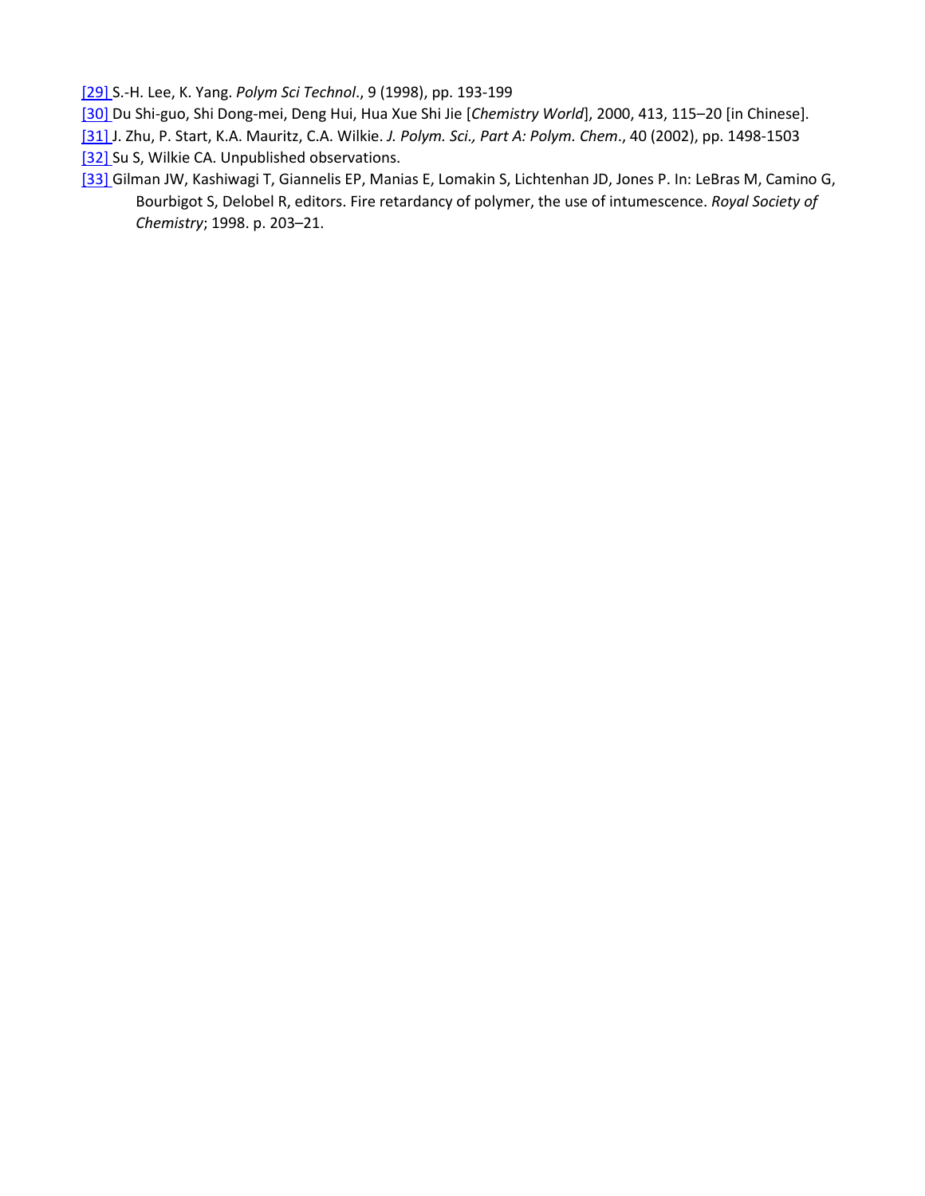[29] S.-H. Lee, K. Yang. *Polym Sci Technol*., 9 (1998), pp. 193-199

[30] Du Shi-guo, Shi Dong-mei, Deng Hui, Hua Xue Shi Jie [*Chemistry World*], 2000, 413, 115–20 [in Chinese].

[31] J. Zhu, P. Start, K.A. Mauritz, C.A. Wilkie. *J. Polym. Sci., Part A: Polym. Chem*., 40 (2002), pp. 1498-1503

[32] Su S, Wilkie CA. Unpublished observations.

[33] Gilman JW, Kashiwagi T, Giannelis EP, Manias E, Lomakin S, Lichtenhan JD, Jones P. In: LeBras M, Camino G, Bourbigot S, Delobel R, editors. Fire retardancy of polymer, the use of intumescence. *Royal Society of Chemistry*; 1998. p. 203–21.